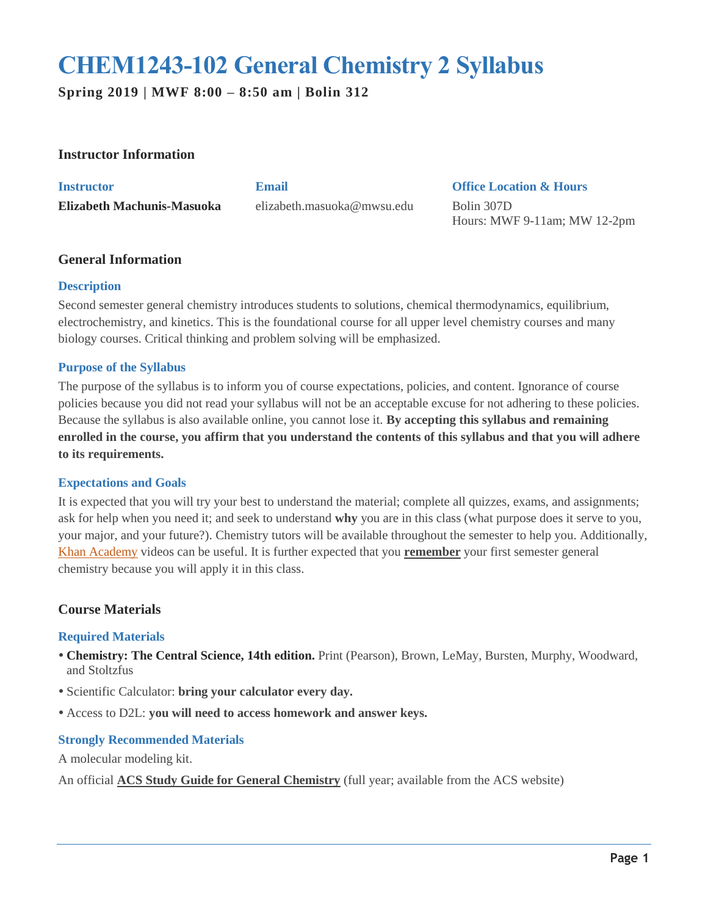# CHEM1243-102 General Chemistry 2 Syllabus

**Spring 2019 | MWF 8:00 – 8:50 am | Bolin 312**

## Instructor Information

| Instructor | Email | Office Location & Hours |
| --- | --- | --- |
| **Elizabeth Machunis-Masuoka** | elizabeth.masuoka@mwsu.edu | Bolin 307D<br>Hours: MWF 9-11am; MW 12-2pm |

## General Information

### Description

Second semester general chemistry introduces students to solutions, chemical thermodynamics, equilibrium, electrochemistry, and kinetics. This is the foundational course for all upper level chemistry courses and many biology courses. Critical thinking and problem solving will be emphasized.

### Purpose of the Syllabus

The purpose of the syllabus is to inform you of course expectations, policies, and content. Ignorance of course policies because you did not read your syllabus will not be an acceptable excuse for not adhering to these policies. Because the syllabus is also available online, you cannot lose it. **By accepting this syllabus and remaining enrolled in the course, you affirm that you understand the contents of this syllabus and that you will adhere to its requirements.**

### Expectations and Goals

It is expected that you will try your best to understand the material; complete all quizzes, exams, and assignments; ask for help when you need it; and seek to understand **why** you are in this class (what purpose does it serve to you, your major, and your future?). Chemistry tutors will be available throughout the semester to help you. Additionally, Khan Academy videos can be useful. It is further expected that you **remember** your first semester general chemistry because you will apply it in this class.

## Course Materials

### Required Materials

- **Chemistry: The Central Science, 14th edition.** Print (Pearson), Brown, LeMay, Bursten, Murphy, Woodward, and Stoltzfus
- Scientific Calculator: **bring your calculator every day.**
- Access to D2L: **you will need to access homework and answer keys.**

### Strongly Recommended Materials

A molecular modeling kit.

An official **ACS Study Guide for General Chemistry** (full year; available from the ACS website)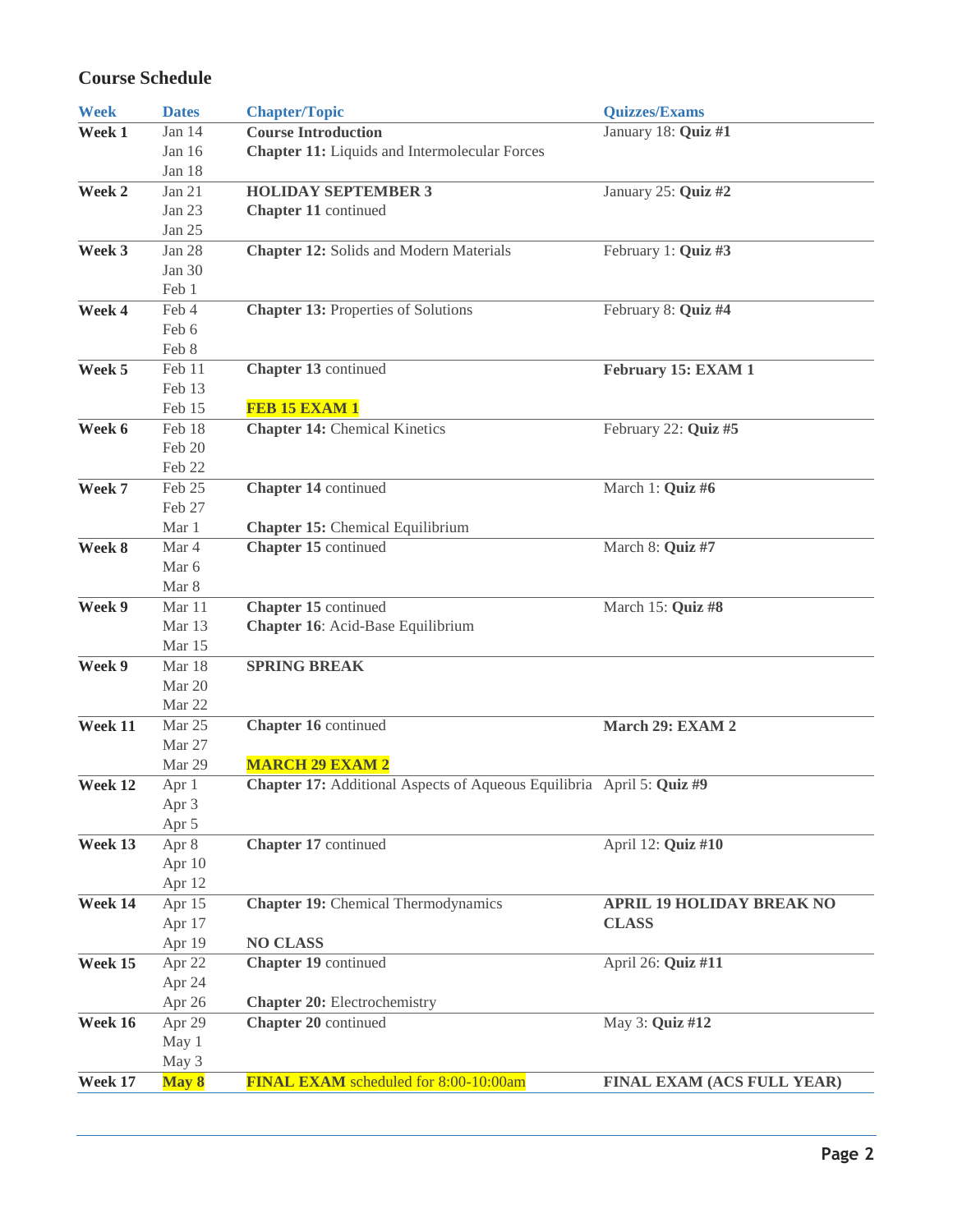## Course Schedule

| Week | Dates | Chapter/Topic | Quizzes/Exams |
|---|---|---|---|
| **Week 1** | Jan 14<br>Jan 16<br>Jan 18 | **Course Introduction**<br>**Chapter 11:** Liquids and Intermolecular Forces | January 18: **Quiz #1** |
| **Week 2** | Jan 21<br>Jan 23<br>Jan 25 | **HOLIDAY SEPTEMBER 3**<br>**Chapter 11** continued | January 25: **Quiz #2** |
| **Week 3** | Jan 28<br>Jan 30<br>Feb 1 | **Chapter 12:** Solids and Modern Materials | February 1: **Quiz #3** |
| **Week 4** | Feb 4<br>Feb 6<br>Feb 8 | **Chapter 13:** Properties of Solutions | February 8: **Quiz #4** |
| **Week 5** | Feb 11<br>Feb 13<br>Feb 15 | **Chapter 13** continued<br><br>**FEB 15 EXAM 1** | **February 15: EXAM 1** |
| **Week 6** | Feb 18<br>Feb 20<br>Feb 22 | **Chapter 14:** Chemical Kinetics | February 22: **Quiz #5** |
| **Week 7** | Feb 25<br>Feb 27<br>Mar 1 | **Chapter 14** continued<br><br>**Chapter 15:** Chemical Equilibrium | March 1: **Quiz #6** |
| **Week 8** | Mar 4<br>Mar 6<br>Mar 8 | **Chapter 15** continued | March 8: **Quiz #7** |
| **Week 9** | Mar 11<br>Mar 13<br>Mar 15 | **Chapter 15** continued<br>**Chapter 16**: Acid-Base Equilibrium | March 15: **Quiz #8** |
| **Week 9** | Mar 18<br>Mar 20<br>Mar 22 | **SPRING BREAK** | |
| **Week 11** | Mar 25<br>Mar 27<br>Mar 29 | **Chapter 16** continued<br><br>**MARCH 29 EXAM 2** | **March 29: EXAM 2** |
| **Week 12** | Apr 1<br>Apr 3<br>Apr 5 | **Chapter 17:** Additional Aspects of Aqueous Equilibria | April 5: **Quiz #9** |
| **Week 13** | Apr 8<br>Apr 10<br>Apr 12 | **Chapter 17** continued | April 12: **Quiz #10** |
| **Week 14** | Apr 15<br>Apr 17<br>Apr 19 | **Chapter 19:** Chemical Thermodynamics<br><br>**NO CLASS** | **APRIL 19 HOLIDAY BREAK NO CLASS** |
| **Week 15** | Apr 22<br>Apr 24<br>Apr 26 | **Chapter 19** continued<br><br>**Chapter 20:** Electrochemistry | April 26: **Quiz #11** |
| **Week 16** | Apr 29<br>May 1<br>May 3 | **Chapter 20** continued | May 3: **Quiz #12** |
| **Week 17** | **May 8** | **FINAL EXAM** scheduled for 8:00-10:00am | **FINAL EXAM (ACS FULL YEAR)** |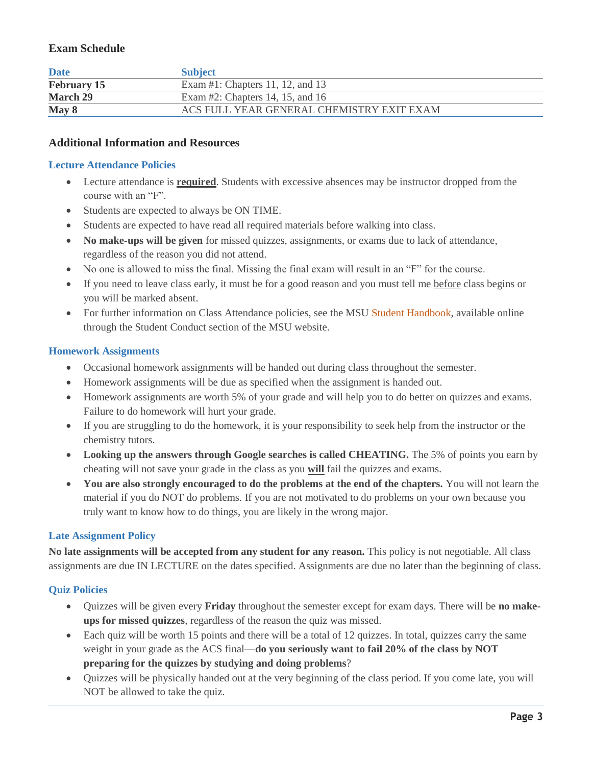## Exam Schedule

| Date | Subject |
|---|---|
| **February 15** | Exam #1: Chapters 11, 12, and 13 |
| **March 29** | Exam #2: Chapters 14, 15, and 16 |
| **May 8** | ACS FULL YEAR GENERAL CHEMISTRY EXIT EXAM |

## Additional Information and Resources

### Lecture Attendance Policies

- Lecture attendance is **required**. Students with excessive absences may be instructor dropped from the course with an "F".
- Students are expected to always be ON TIME.
- Students are expected to have read all required materials before walking into class.
- **No make-ups will be given** for missed quizzes, assignments, or exams due to lack of attendance, regardless of the reason you did not attend.
- No one is allowed to miss the final. Missing the final exam will result in an "F" for the course.
- If you need to leave class early, it must be for a good reason and you must tell me before class begins or you will be marked absent.
- For further information on Class Attendance policies, see the MSU Student Handbook, available online through the Student Conduct section of the MSU website.

### Homework Assignments

- Occasional homework assignments will be handed out during class throughout the semester.
- Homework assignments will be due as specified when the assignment is handed out.
- Homework assignments are worth 5% of your grade and will help you to do better on quizzes and exams. Failure to do homework will hurt your grade.
- If you are struggling to do the homework, it is your responsibility to seek help from the instructor or the chemistry tutors.
- **Looking up the answers through Google searches is called CHEATING.** The 5% of points you earn by cheating will not save your grade in the class as you **will** fail the quizzes and exams.
- **You are also strongly encouraged to do the problems at the end of the chapters.** You will not learn the material if you do NOT do problems. If you are not motivated to do problems on your own because you truly want to know how to do things, you are likely in the wrong major.

### Late Assignment Policy

**No late assignments will be accepted from any student for any reason.** This policy is not negotiable. All class assignments are due IN LECTURE on the dates specified. Assignments are due no later than the beginning of class.

### Quiz Policies

- Quizzes will be given every **Friday** throughout the semester except for exam days. There will be **no make-ups for missed quizzes**, regardless of the reason the quiz was missed.
- Each quiz will be worth 15 points and there will be a total of 12 quizzes. In total, quizzes carry the same weight in your grade as the ACS final—**do you seriously want to fail 20% of the class by NOT preparing for the quizzes by studying and doing problems**?
- Quizzes will be physically handed out at the very beginning of the class period. If you come late, you will NOT be allowed to take the quiz.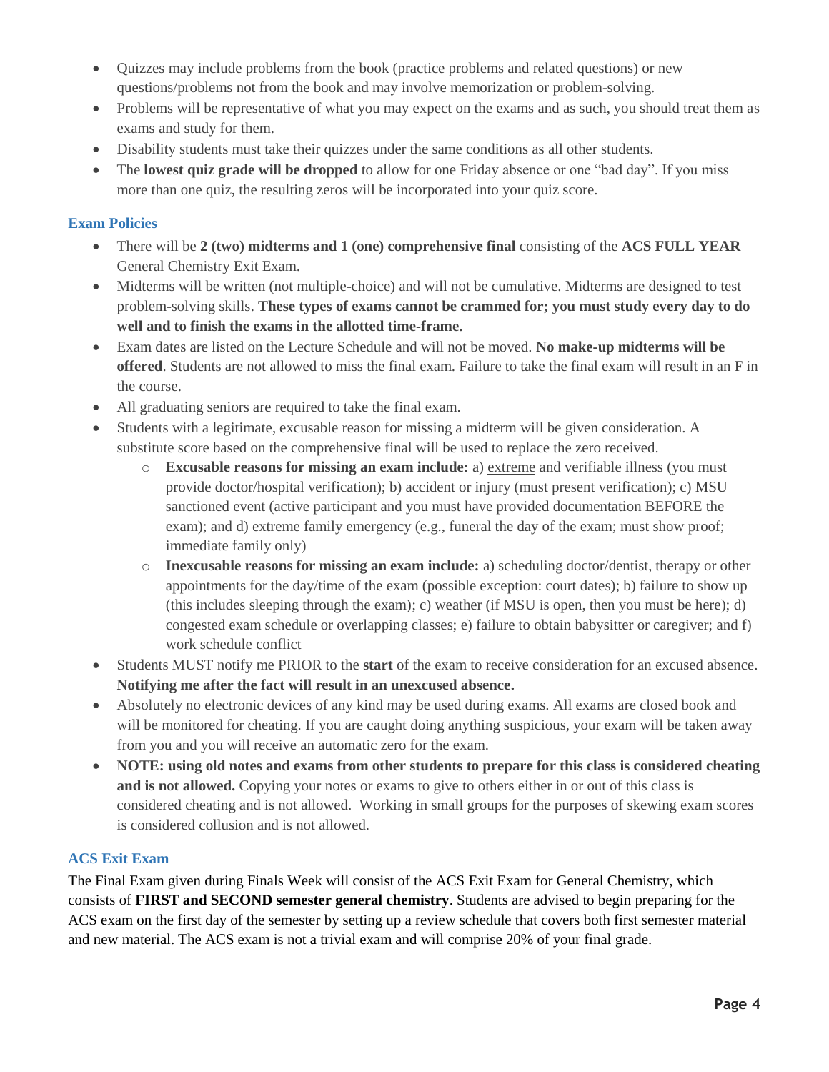- Quizzes may include problems from the book (practice problems and related questions) or new questions/problems not from the book and may involve memorization or problem-solving.
- Problems will be representative of what you may expect on the exams and as such, you should treat them as exams and study for them.
- Disability students must take their quizzes under the same conditions as all other students.
- The **lowest quiz grade will be dropped** to allow for one Friday absence or one "bad day". If you miss more than one quiz, the resulting zeros will be incorporated into your quiz score.

### Exam Policies

- There will be **2 (two) midterms and 1 (one) comprehensive final** consisting of the **ACS FULL YEAR** General Chemistry Exit Exam.
- Midterms will be written (not multiple-choice) and will not be cumulative. Midterms are designed to test problem-solving skills. **These types of exams cannot be crammed for; you must study every day to do well and to finish the exams in the allotted time-frame.**
- Exam dates are listed on the Lecture Schedule and will not be moved. **No make-up midterms will be offered**. Students are not allowed to miss the final exam. Failure to take the final exam will result in an F in the course.
- All graduating seniors are required to take the final exam.
- Students with a <u>legitimate</u>, <u>excusable</u> reason for missing a midterm <u>will be</u> given consideration. A substitute score based on the comprehensive final will be used to replace the zero received.
    - **Excusable reasons for missing an exam include:** a) <u>extreme</u> and verifiable illness (you must provide doctor/hospital verification); b) accident or injury (must present verification); c) MSU sanctioned event (active participant and you must have provided documentation BEFORE the exam); and d) extreme family emergency (e.g., funeral the day of the exam; must show proof; immediate family only)
    - **Inexcusable reasons for missing an exam include:** a) scheduling doctor/dentist, therapy or other appointments for the day/time of the exam (possible exception: court dates); b) failure to show up (this includes sleeping through the exam); c) weather (if MSU is open, then you must be here); d) congested exam schedule or overlapping classes; e) failure to obtain babysitter or caregiver; and f) work schedule conflict
- Students MUST notify me PRIOR to the **start** of the exam to receive consideration for an excused absence. **Notifying me after the fact will result in an unexcused absence.**
- Absolutely no electronic devices of any kind may be used during exams. All exams are closed book and will be monitored for cheating. If you are caught doing anything suspicious, your exam will be taken away from you and you will receive an automatic zero for the exam.
- **NOTE: using old notes and exams from other students to prepare for this class is considered cheating and is not allowed.** Copying your notes or exams to give to others either in or out of this class is considered cheating and is not allowed. Working in small groups for the purposes of skewing exam scores is considered collusion and is not allowed.

### ACS Exit Exam

The Final Exam given during Finals Week will consist of the ACS Exit Exam for General Chemistry, which consists of **FIRST and SECOND semester general chemistry**. Students are advised to begin preparing for the ACS exam on the first day of the semester by setting up a review schedule that covers both first semester material and new material. The ACS exam is not a trivial exam and will comprise 20% of your final grade.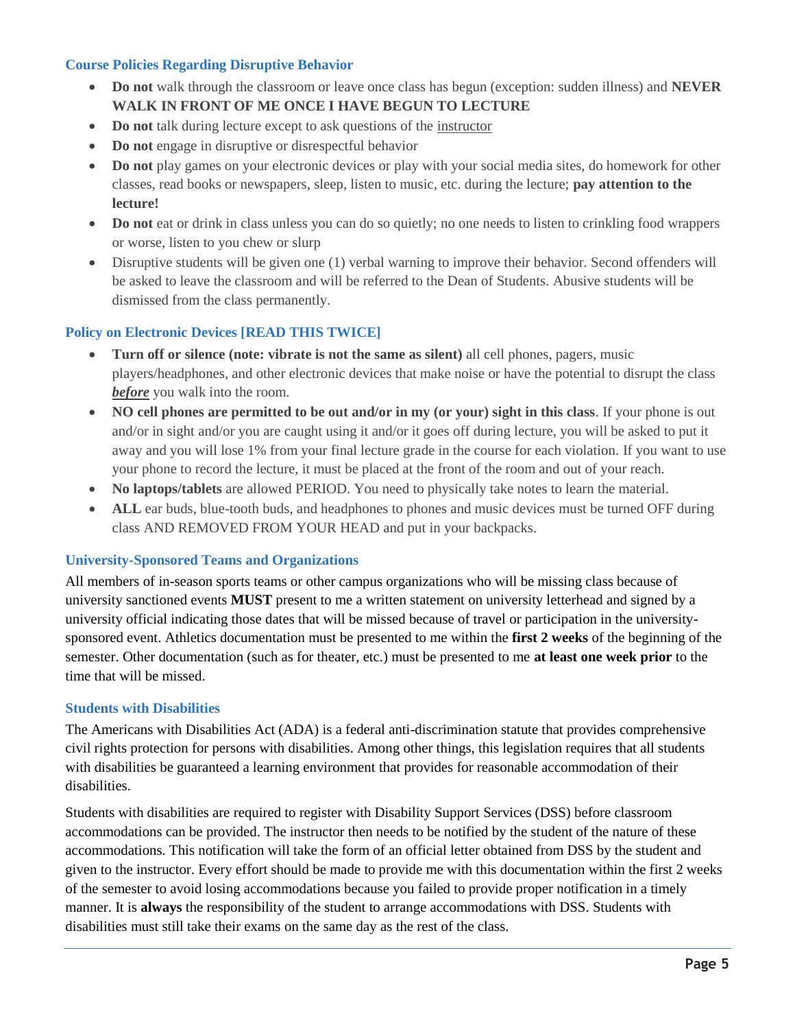### Course Policies Regarding Disruptive Behavior

- **Do not** walk through the classroom or leave once class has begun (exception: sudden illness) and **NEVER WALK IN FRONT OF ME ONCE I HAVE BEGUN TO LECTURE**
- **Do not** talk during lecture except to ask questions of the instructor
- **Do not** engage in disruptive or disrespectful behavior
- **Do not** play games on your electronic devices or play with your social media sites, do homework for other classes, read books or newspapers, sleep, listen to music, etc. during the lecture; **pay attention to the lecture!**
- **Do not** eat or drink in class unless you can do so quietly; no one needs to listen to crinkling food wrappers or worse, listen to you chew or slurp
- Disruptive students will be given one (1) verbal warning to improve their behavior. Second offenders will be asked to leave the classroom and will be referred to the Dean of Students. Abusive students will be dismissed from the class permanently.

### Policy on Electronic Devices [READ THIS TWICE]

- **Turn off or silence (note: vibrate is not the same as silent)** all cell phones, pagers, music players/headphones, and other electronic devices that make noise or have the potential to disrupt the class ***before*** you walk into the room.
- **NO cell phones are permitted to be out and/or in my (or your) sight in this class**. If your phone is out and/or in sight and/or you are caught using it and/or it goes off during lecture, you will be asked to put it away and you will lose 1% from your final lecture grade in the course for each violation. If you want to use your phone to record the lecture, it must be placed at the front of the room and out of your reach.
- **No laptops/tablets** are allowed PERIOD. You need to physically take notes to learn the material.
- **ALL** ear buds, blue-tooth buds, and headphones to phones and music devices must be turned OFF during class AND REMOVED FROM YOUR HEAD and put in your backpacks.

### University-Sponsored Teams and Organizations

All members of in-season sports teams or other campus organizations who will be missing class because of university sanctioned events **MUST** present to me a written statement on university letterhead and signed by a university official indicating those dates that will be missed because of travel or participation in the university-sponsored event. Athletics documentation must be presented to me within the **first 2 weeks** of the beginning of the semester. Other documentation (such as for theater, etc.) must be presented to me **at least one week prior** to the time that will be missed.

### Students with Disabilities

The Americans with Disabilities Act (ADA) is a federal anti-discrimination statute that provides comprehensive civil rights protection for persons with disabilities. Among other things, this legislation requires that all students with disabilities be guaranteed a learning environment that provides for reasonable accommodation of their disabilities.

Students with disabilities are required to register with Disability Support Services (DSS) before classroom accommodations can be provided. The instructor then needs to be notified by the student of the nature of these accommodations. This notification will take the form of an official letter obtained from DSS by the student and given to the instructor. Every effort should be made to provide me with this documentation within the first 2 weeks of the semester to avoid losing accommodations because you failed to provide proper notification in a timely manner. It is **always** the responsibility of the student to arrange accommodations with DSS. Students with disabilities must still take their exams on the same day as the rest of the class.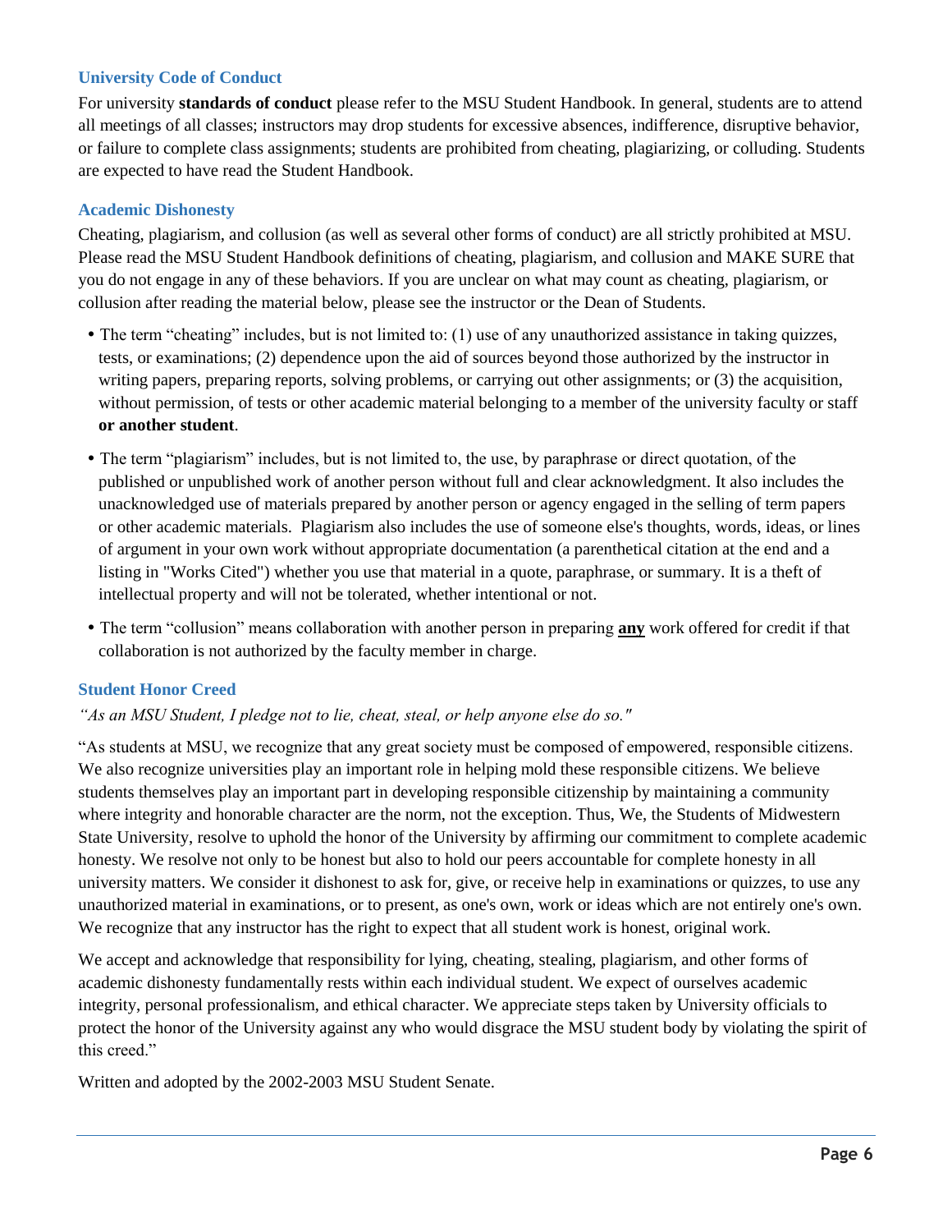### University Code of Conduct

For university **standards of conduct** please refer to the MSU Student Handbook. In general, students are to attend all meetings of all classes; instructors may drop students for excessive absences, indifference, disruptive behavior, or failure to complete class assignments; students are prohibited from cheating, plagiarizing, or colluding. Students are expected to have read the Student Handbook.

### Academic Dishonesty

Cheating, plagiarism, and collusion (as well as several other forms of conduct) are all strictly prohibited at MSU. Please read the MSU Student Handbook definitions of cheating, plagiarism, and collusion and MAKE SURE that you do not engage in any of these behaviors. If you are unclear on what may count as cheating, plagiarism, or collusion after reading the material below, please see the instructor or the Dean of Students.

- The term "cheating" includes, but is not limited to: (1) use of any unauthorized assistance in taking quizzes, tests, or examinations; (2) dependence upon the aid of sources beyond those authorized by the instructor in writing papers, preparing reports, solving problems, or carrying out other assignments; or (3) the acquisition, without permission, of tests or other academic material belonging to a member of the university faculty or staff **or another student**.
- The term "plagiarism" includes, but is not limited to, the use, by paraphrase or direct quotation, of the published or unpublished work of another person without full and clear acknowledgment. It also includes the unacknowledged use of materials prepared by another person or agency engaged in the selling of term papers or other academic materials. Plagiarism also includes the use of someone else's thoughts, words, ideas, or lines of argument in your own work without appropriate documentation (a parenthetical citation at the end and a listing in "Works Cited") whether you use that material in a quote, paraphrase, or summary. It is a theft of intellectual property and will not be tolerated, whether intentional or not.
- The term "collusion" means collaboration with another person in preparing <u>**any**</u> work offered for credit if that collaboration is not authorized by the faculty member in charge.

### Student Honor Creed

*"As an MSU Student, I pledge not to lie, cheat, steal, or help anyone else do so."*

"As students at MSU, we recognize that any great society must be composed of empowered, responsible citizens. We also recognize universities play an important role in helping mold these responsible citizens. We believe students themselves play an important part in developing responsible citizenship by maintaining a community where integrity and honorable character are the norm, not the exception. Thus, We, the Students of Midwestern State University, resolve to uphold the honor of the University by affirming our commitment to complete academic honesty. We resolve not only to be honest but also to hold our peers accountable for complete honesty in all university matters. We consider it dishonest to ask for, give, or receive help in examinations or quizzes, to use any unauthorized material in examinations, or to present, as one's own, work or ideas which are not entirely one's own. We recognize that any instructor has the right to expect that all student work is honest, original work.

We accept and acknowledge that responsibility for lying, cheating, stealing, plagiarism, and other forms of academic dishonesty fundamentally rests within each individual student. We expect of ourselves academic integrity, personal professionalism, and ethical character. We appreciate steps taken by University officials to protect the honor of the University against any who would disgrace the MSU student body by violating the spirit of this creed."

Written and adopted by the 2002-2003 MSU Student Senate.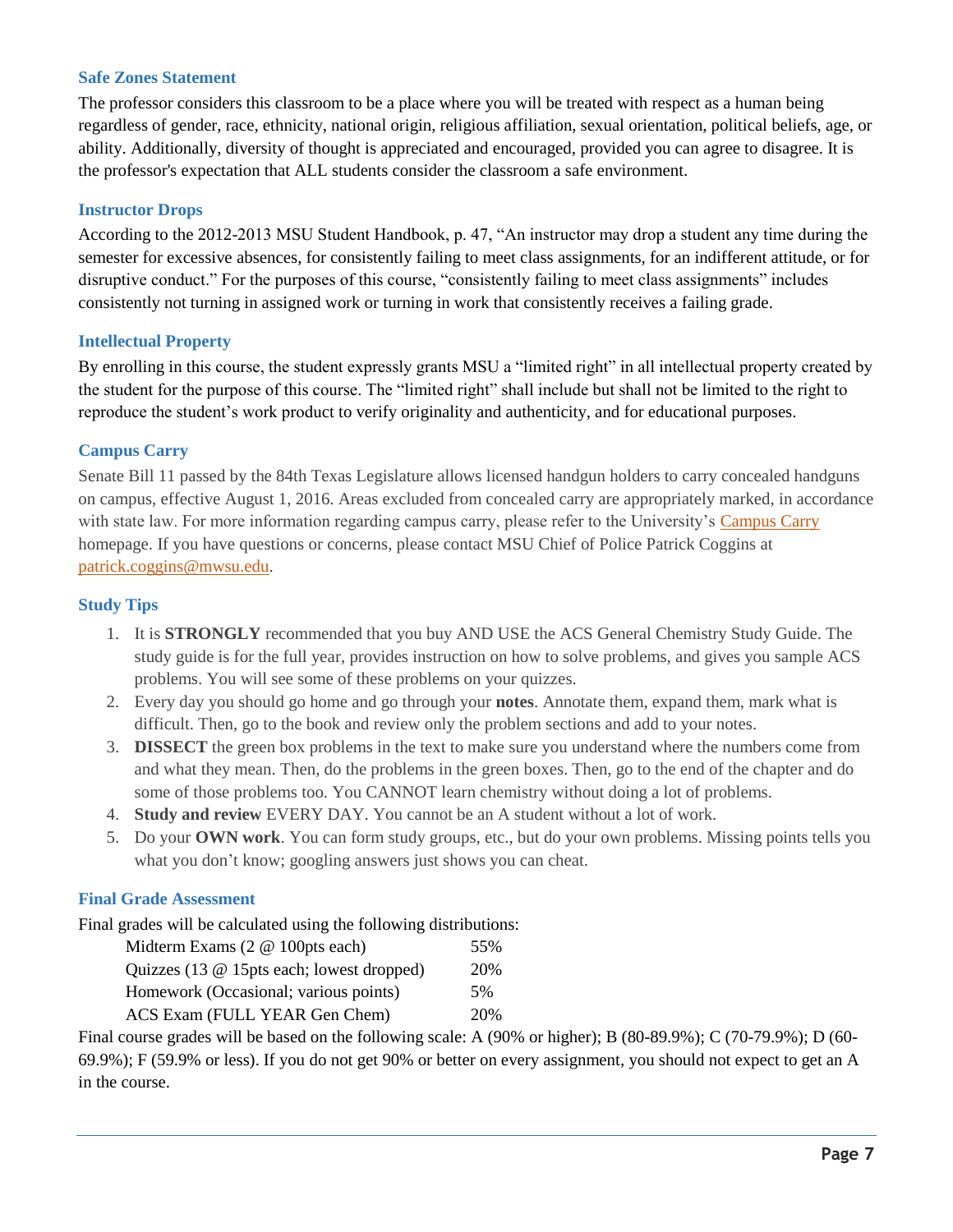### Safe Zones Statement

The professor considers this classroom to be a place where you will be treated with respect as a human being regardless of gender, race, ethnicity, national origin, religious affiliation, sexual orientation, political beliefs, age, or ability. Additionally, diversity of thought is appreciated and encouraged, provided you can agree to disagree. It is the professor's expectation that ALL students consider the classroom a safe environment.

### Instructor Drops

According to the 2012-2013 MSU Student Handbook, p. 47, "An instructor may drop a student any time during the semester for excessive absences, for consistently failing to meet class assignments, for an indifferent attitude, or for disruptive conduct." For the purposes of this course, "consistently failing to meet class assignments" includes consistently not turning in assigned work or turning in work that consistently receives a failing grade.

### Intellectual Property

By enrolling in this course, the student expressly grants MSU a "limited right" in all intellectual property created by the student for the purpose of this course. The "limited right" shall include but shall not be limited to the right to reproduce the student's work product to verify originality and authenticity, and for educational purposes.

### Campus Carry

Senate Bill 11 passed by the 84th Texas Legislature allows licensed handgun holders to carry concealed handguns on campus, effective August 1, 2016. Areas excluded from concealed carry are appropriately marked, in accordance with state law. For more information regarding campus carry, please refer to the University's Campus Carry homepage. If you have questions or concerns, please contact MSU Chief of Police Patrick Coggins at patrick.coggins@mwsu.edu.

### Study Tips

1. It is **STRONGLY** recommended that you buy AND USE the ACS General Chemistry Study Guide. The study guide is for the full year, provides instruction on how to solve problems, and gives you sample ACS problems. You will see some of these problems on your quizzes.
2. Every day you should go home and go through your **notes**. Annotate them, expand them, mark what is difficult. Then, go to the book and review only the problem sections and add to your notes.
3. **DISSECT** the green box problems in the text to make sure you understand where the numbers come from and what they mean. Then, do the problems in the green boxes. Then, go to the end of the chapter and do some of those problems too. You CANNOT learn chemistry without doing a lot of problems.
4. **Study and review** EVERY DAY. You cannot be an A student without a lot of work.
5. Do your **OWN work**. You can form study groups, etc., but do your own problems. Missing points tells you what you don't know; googling answers just shows you can cheat.

### Final Grade Assessment

Final grades will be calculated using the following distributions:

| | |
|---|---|
| Midterm Exams (2 @ 100pts each) | 55% |
| Quizzes (13 @ 15pts each; lowest dropped) | 20% |
| Homework (Occasional; various points) | 5% |
| ACS Exam (FULL YEAR Gen Chem) | 20% |

Final course grades will be based on the following scale: A (90% or higher); B (80-89.9%); C (70-79.9%); D (60-69.9%); F (59.9% or less). If you do not get 90% or better on every assignment, you should not expect to get an A in the course.